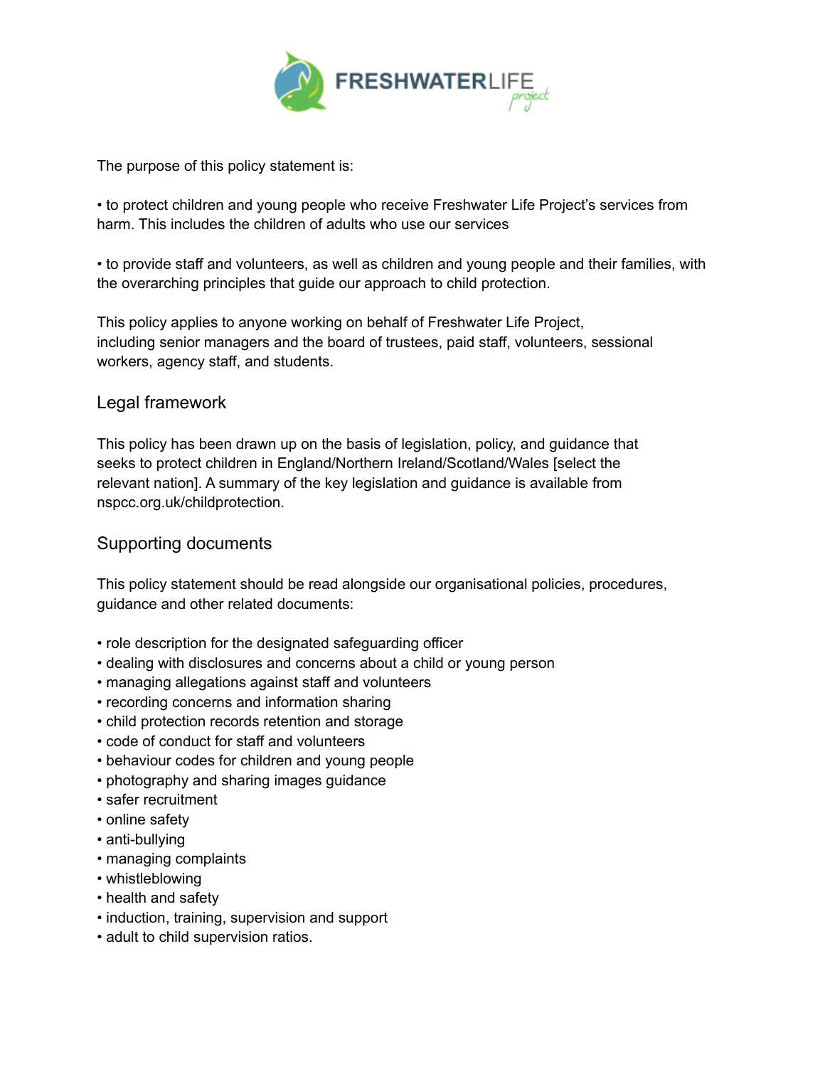The purpose of this policy statement is:

• to protect children and young people who receive Freshwater Life Project's services from harm. This includes the children of adults who use our services

• to provide staff and volunteers, as well as children and young people and their families, with the overarching principles that guide our approach to child protection.

This policy applies to anyone working on behalf of Freshwater Life Project, including senior managers and the board of trustees, paid staff, volunteers, sessional workers, agency staff, and students.

## Legal framework

This policy has been drawn up on the basis of legislation, policy, and guidance that seeks to protect children in England/Northern Ireland/Scotland/Wales [select the relevant nation]. A summary of the key legislation and guidance is available from nspcc.org.uk/childprotection.

## Supporting documents

This policy statement should be read alongside our organisational policies, procedures, guidance and other related documents:

- role description for the designated safeguarding officer
- dealing with disclosures and concerns about a child or young person
- managing allegations against staff and volunteers
- recording concerns and information sharing
- child protection records retention and storage
- code of conduct for staff and volunteers
- behaviour codes for children and young people
- photography and sharing images guidance
- safer recruitment
- online safety
- anti-bullying
- managing complaints
- whistleblowing
- health and safety
- induction, training, supervision and support
- adult to child supervision ratios.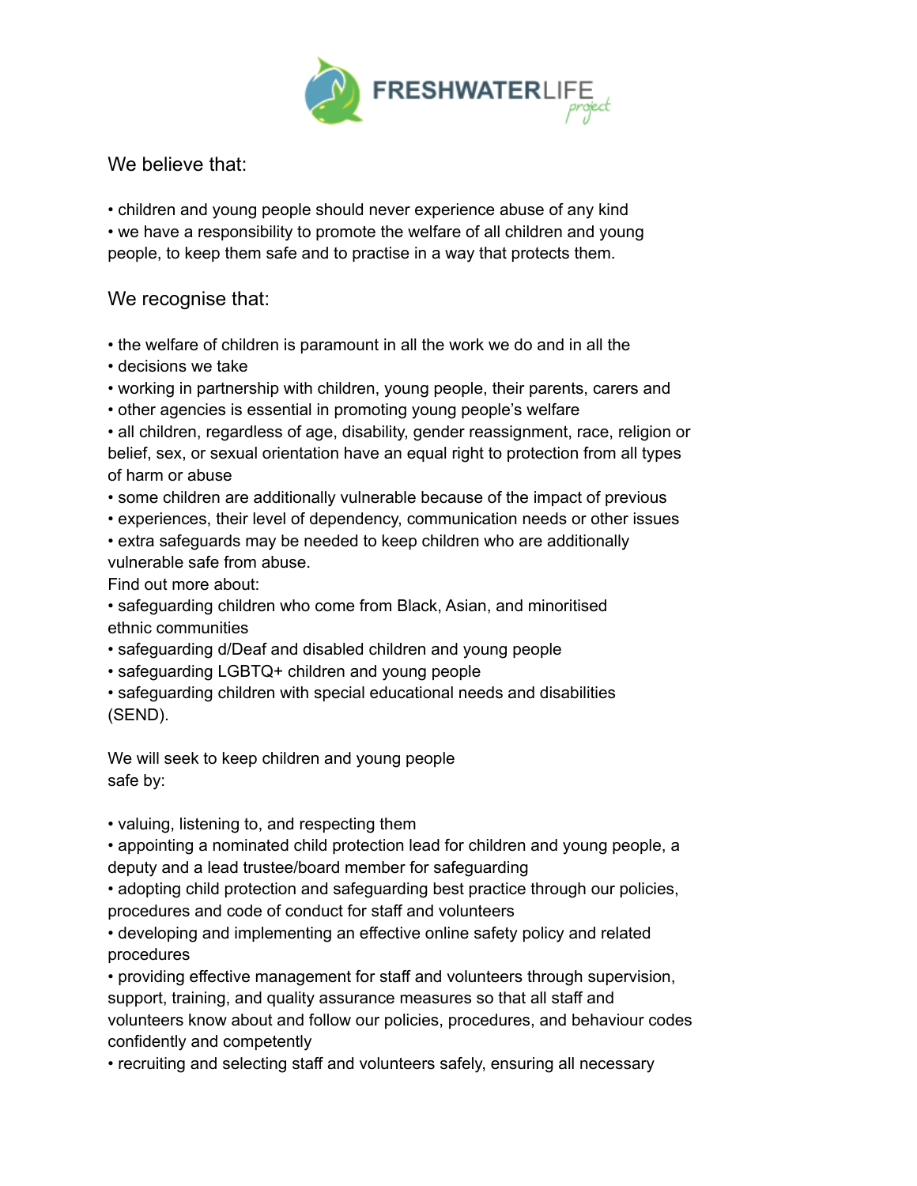We believe that:

- children and young people should never experience abuse of any kind
- we have a responsibility to promote the welfare of all children and young people, to keep them safe and to practise in a way that protects them.

We recognise that:

- the welfare of children is paramount in all the work we do and in all the
- decisions we take
- working in partnership with children, young people, their parents, carers and
- other agencies is essential in promoting young people's welfare
- all children, regardless of age, disability, gender reassignment, race, religion or belief, sex, or sexual orientation have an equal right to protection from all types of harm or abuse
- some children are additionally vulnerable because of the impact of previous
- experiences, their level of dependency, communication needs or other issues
- extra safeguards may be needed to keep children who are additionally vulnerable safe from abuse.

Find out more about:

- safeguarding children who come from Black, Asian, and minoritised ethnic communities
- safeguarding d/Deaf and disabled children and young people
- safeguarding LGBTQ+ children and young people
- safeguarding children with special educational needs and disabilities (SEND).

We will seek to keep children and young people safe by:

- valuing, listening to, and respecting them
- appointing a nominated child protection lead for children and young people, a deputy and a lead trustee/board member for safeguarding
- adopting child protection and safeguarding best practice through our policies, procedures and code of conduct for staff and volunteers
- developing and implementing an effective online safety policy and related procedures
- providing effective management for staff and volunteers through supervision, support, training, and quality assurance measures so that all staff and volunteers know about and follow our policies, procedures, and behaviour codes confidently and competently
- recruiting and selecting staff and volunteers safely, ensuring all necessary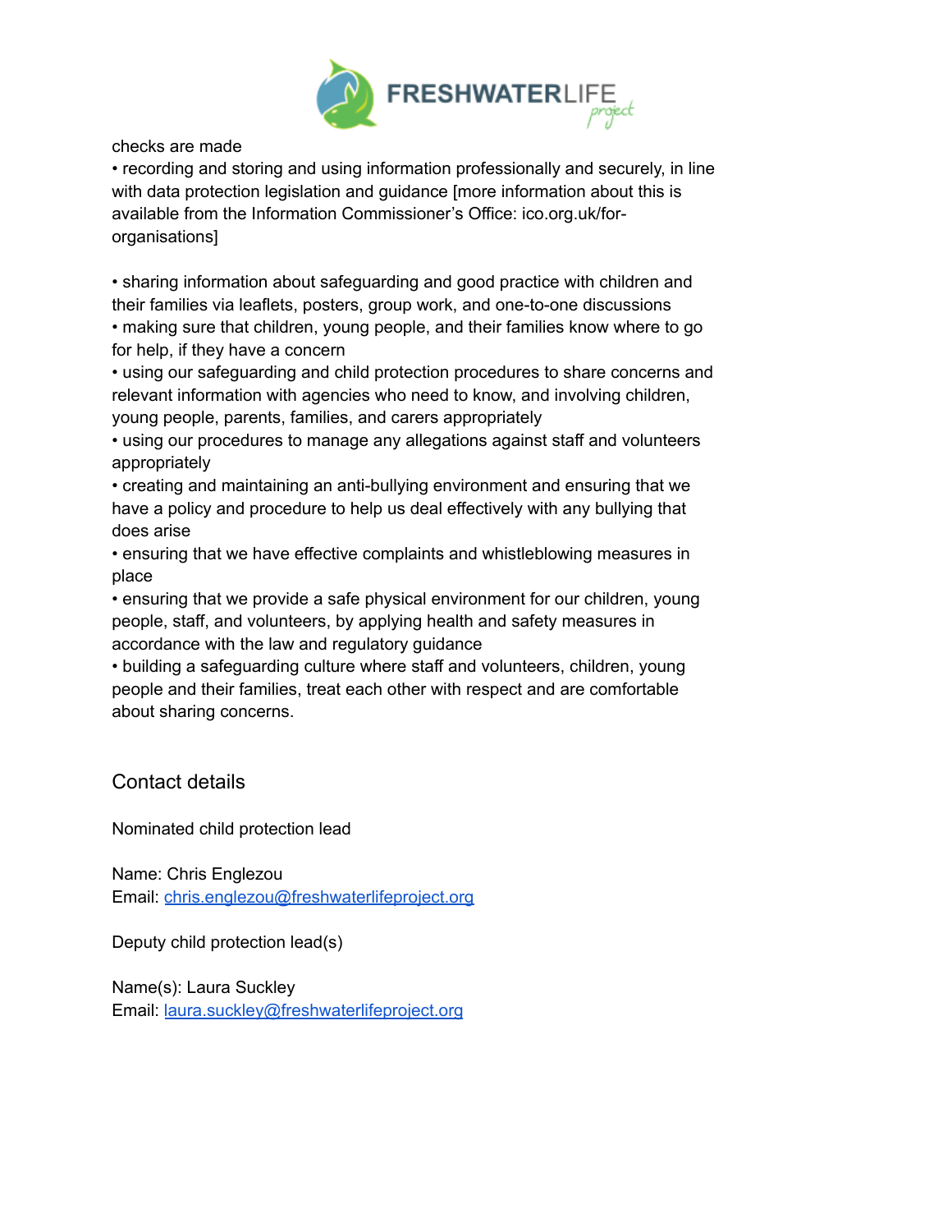checks are made

- recording and storing and using information professionally and securely, in line with data protection legislation and guidance [more information about this is available from the Information Commissioner's Office: ico.org.uk/for-organisations]

- sharing information about safeguarding and good practice with children and their families via leaflets, posters, group work, and one-to-one discussions
- making sure that children, young people, and their families know where to go for help, if they have a concern
- using our safeguarding and child protection procedures to share concerns and relevant information with agencies who need to know, and involving children, young people, parents, families, and carers appropriately
- using our procedures to manage any allegations against staff and volunteers appropriately
- creating and maintaining an anti-bullying environment and ensuring that we have a policy and procedure to help us deal effectively with any bullying that does arise
- ensuring that we have effective complaints and whistleblowing measures in place
- ensuring that we provide a safe physical environment for our children, young people, staff, and volunteers, by applying health and safety measures in accordance with the law and regulatory guidance
- building a safeguarding culture where staff and volunteers, children, young people and their families, treat each other with respect and are comfortable about sharing concerns.

## Contact details

Nominated child protection lead

Name: Chris Englezou
Email: chris.englezou@freshwaterlifeproject.org

Deputy child protection lead(s)

Name(s): Laura Suckley
Email: laura.suckley@freshwaterlifeproject.org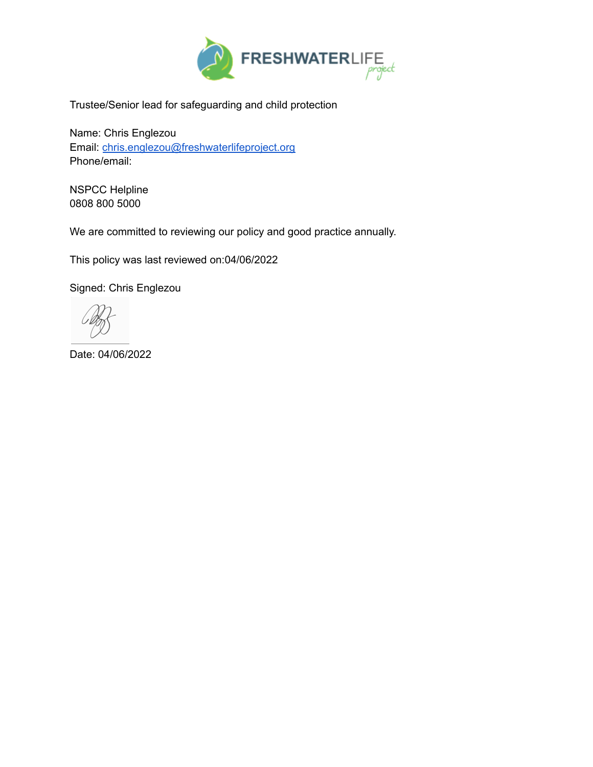Trustee/Senior lead for safeguarding and child protection

Name: Chris Englezou
Email: chris.englezou@freshwaterlifeproject.org
Phone/email:

NSPCC Helpline
0808 800 5000

We are committed to reviewing our policy and good practice annually.

This policy was last reviewed on:04/06/2022

Signed: Chris Englezou

Date: 04/06/2022